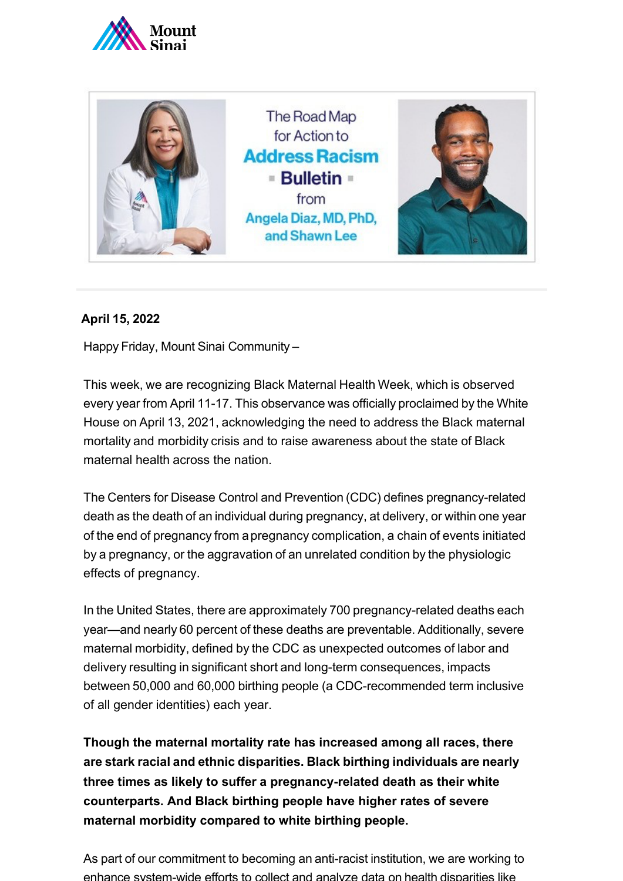The Road Map for Action to **Address Racism** **Bulletin** from Angela Diaz, MD, PhD, and Shawn Lee

**April 15, 2022**

Happy Friday, Mount Sinai Community –

This week, we are recognizing Black Maternal Health Week, which is observed every year from April 11-17. This observance was officially proclaimed by the White House on April 13, 2021, acknowledging the need to address the Black maternal mortality and morbidity crisis and to raise awareness about the state of Black maternal health across the nation.

The Centers for Disease Control and Prevention (CDC) defines pregnancy-related death as the death of an individual during pregnancy, at delivery, or within one year of the end of pregnancy from a pregnancy complication, a chain of events initiated by a pregnancy, or the aggravation of an unrelated condition by the physiologic effects of pregnancy.

In the United States, there are approximately 700 pregnancy-related deaths each year—and nearly 60 percent of these deaths are preventable. Additionally, severe maternal morbidity, defined by the CDC as unexpected outcomes of labor and delivery resulting in significant short and long-term consequences, impacts between 50,000 and 60,000 birthing people (a CDC-recommended term inclusive of all gender identities) each year.

**Though the maternal mortality rate has increased among all races, there are stark racial and ethnic disparities. Black birthing individuals are nearly three times as likely to suffer a pregnancy-related death as their white counterparts. And Black birthing people have higher rates of severe maternal morbidity compared to white birthing people.**

As part of our commitment to becoming an anti-racist institution, we are working to enhance system-wide efforts to collect and analyze data on health disparities like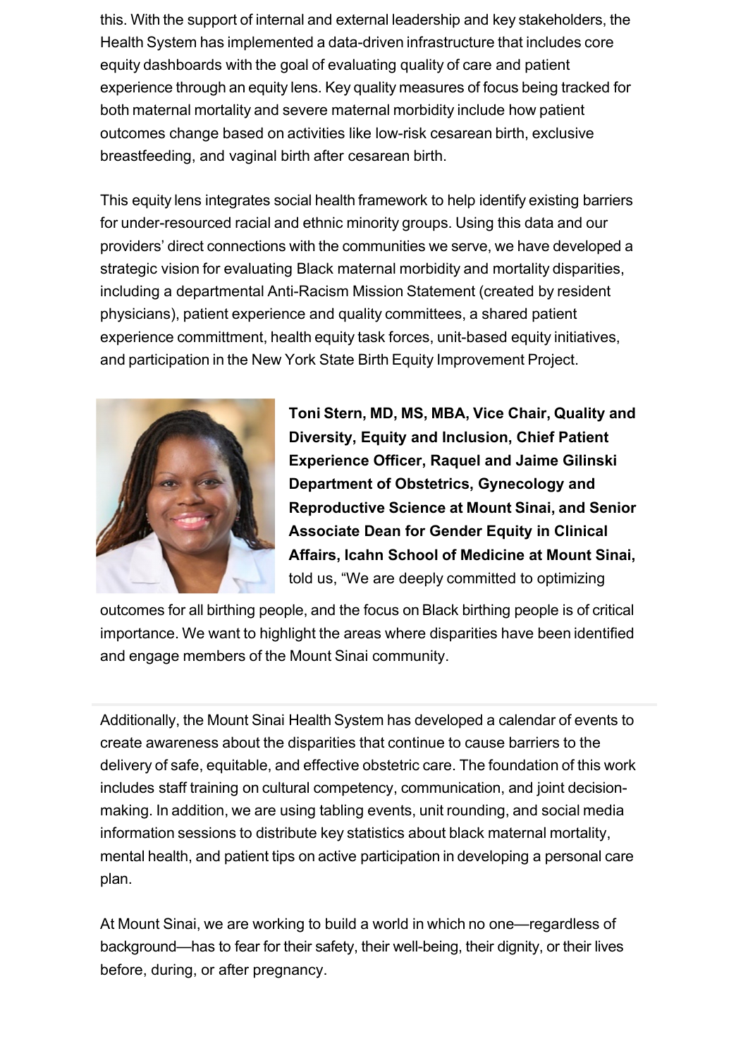this. With the support of internal and external leadership and key stakeholders, the Health System has implemented a data-driven infrastructure that includes core equity dashboards with the goal of evaluating quality of care and patient experience through an equity lens. Key quality measures of focus being tracked for both maternal mortality and severe maternal morbidity include how patient outcomes change based on activities like low-risk cesarean birth, exclusive breastfeeding, and vaginal birth after cesarean birth.

This equity lens integrates social health framework to help identify existing barriers for under-resourced racial and ethnic minority groups. Using this data and our providers' direct connections with the communities we serve, we have developed a strategic vision for evaluating Black maternal morbidity and mortality disparities, including a departmental Anti-Racism Mission Statement (created by resident physicians), patient experience and quality committees, a shared patient experience committment, health equity task forces, unit-based equity initiatives, and participation in the New York State Birth Equity Improvement Project.

**Toni Stern, MD, MS, MBA, Vice Chair, Quality and Diversity, Equity and Inclusion, Chief Patient Experience Officer, Raquel and Jaime Gilinski Department of Obstetrics, Gynecology and Reproductive Science at Mount Sinai, and Senior Associate Dean for Gender Equity in Clinical Affairs, Icahn School of Medicine at Mount Sinai,** told us, "We are deeply committed to optimizing outcomes for all birthing people, and the focus on Black birthing people is of critical importance. We want to highlight the areas where disparities have been identified and engage members of the Mount Sinai community.

---

Additionally, the Mount Sinai Health System has developed a calendar of events to create awareness about the disparities that continue to cause barriers to the delivery of safe, equitable, and effective obstetric care. The foundation of this work includes staff training on cultural competency, communication, and joint decision-making. In addition, we are using tabling events, unit rounding, and social media information sessions to distribute key statistics about black maternal mortality, mental health, and patient tips on active participation in developing a personal care plan.

At Mount Sinai, we are working to build a world in which no one—regardless of background—has to fear for their safety, their well-being, their dignity, or their lives before, during, or after pregnancy.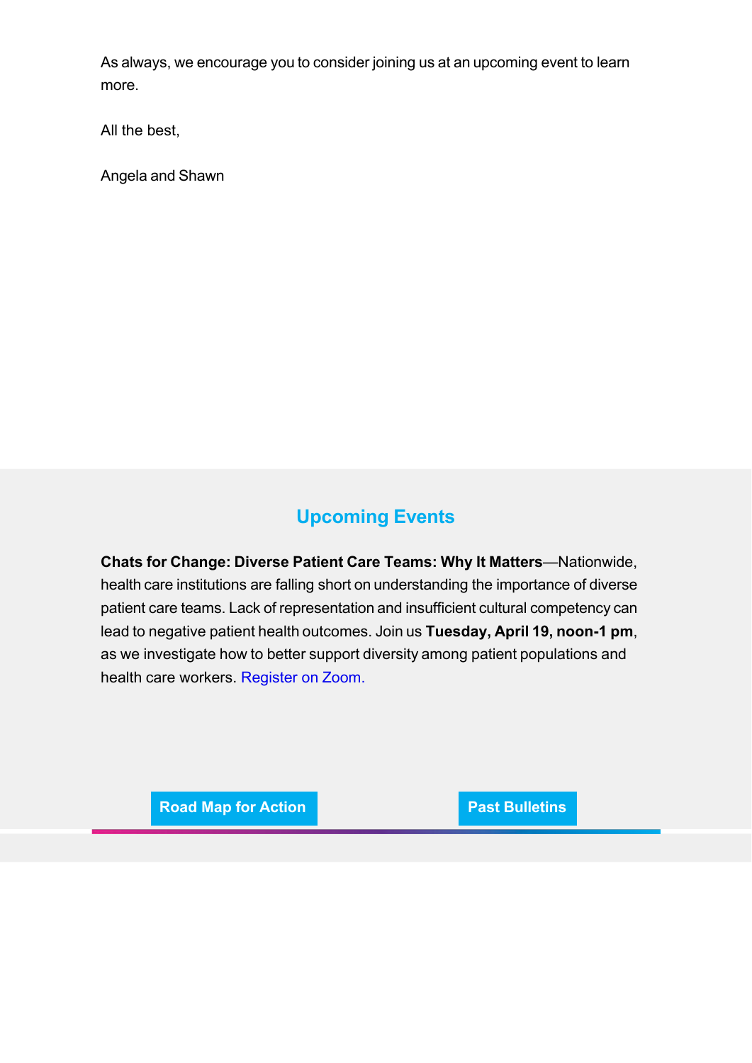As always, we encourage you to consider joining us at an upcoming event to learn more.

All the best,

Angela and Shawn

## Upcoming Events

**Chats for Change: Diverse Patient Care Teams: Why It Matters**—Nationwide, health care institutions are falling short on understanding the importance of diverse patient care teams. Lack of representation and insufficient cultural competency can lead to negative patient health outcomes. Join us **Tuesday, April 19, noon-1 pm**, as we investigate how to better support diversity among patient populations and health care workers. Register on Zoom.

Road Map for Action

Past Bulletins